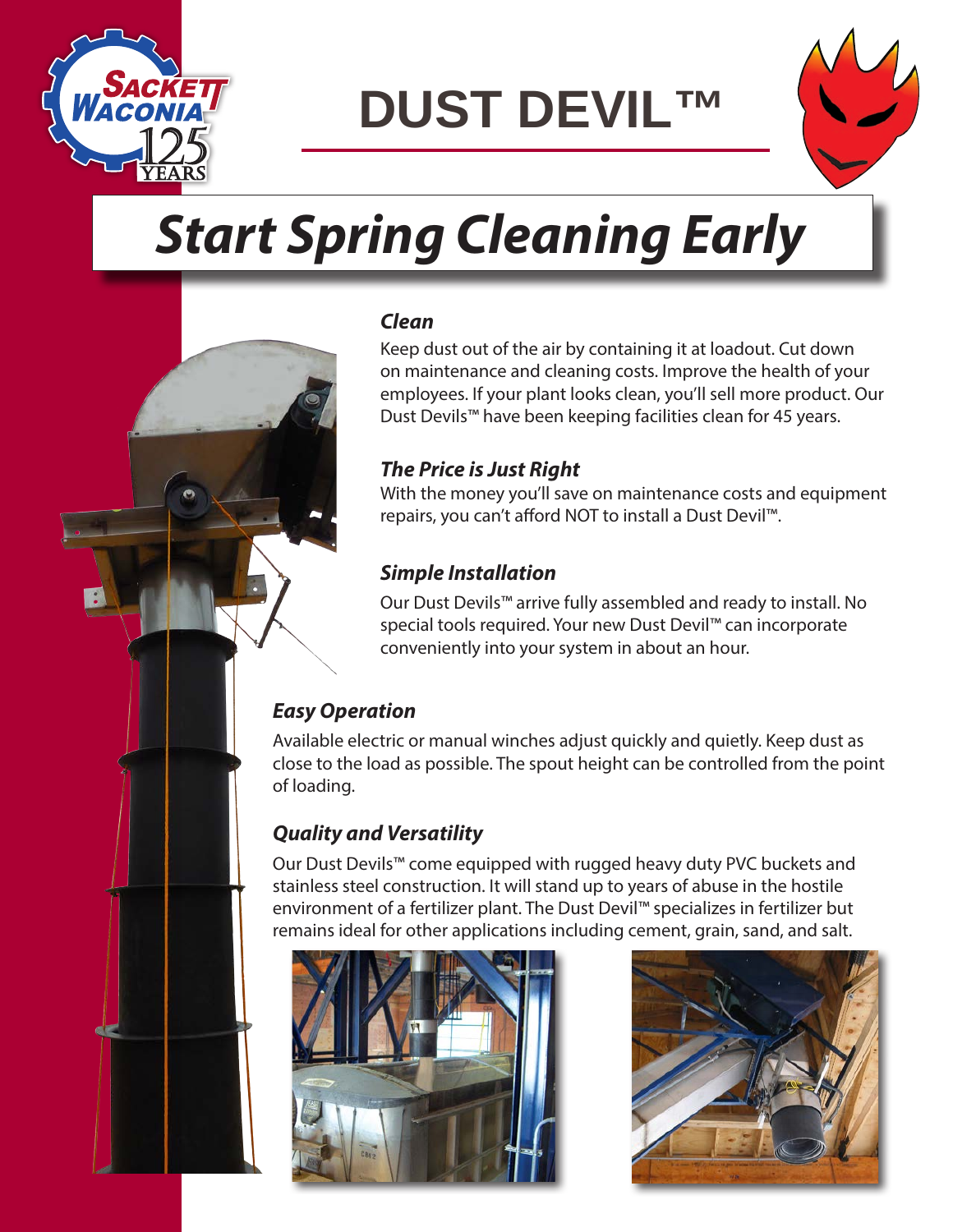# DUST DEVIL™

## *Start Spring Cleaning Early*

### *Clean*

Keep dust out of the air by containing it at loadout. Cut down on maintenance and cleaning costs. Improve the health of your employees. If your plant looks clean, you'll sell more product. Our Dust Devils™ have been keeping facilities clean for 45 years.

### *The Price is Just Right*

With the money you'll save on maintenance costs and equipment repairs, you can't afford NOT to install a Dust Devil™.

### *Simple Installation*

Our Dust Devils™ arrive fully assembled and ready to install. No special tools required. Your new Dust Devil™ can incorporate conveniently into your system in about an hour.

### *Easy Operation*

Available electric or manual winches adjust quickly and quietly. Keep dust as close to the load as possible. The spout height can be controlled from the point of loading.

### *Quality and Versatility*

Our Dust Devils™ come equipped with rugged heavy duty PVC buckets and stainless steel construction. It will stand up to years of abuse in the hostile environment of a fertilizer plant. The Dust Devil™ specializes in fertilizer but remains ideal for other applications including cement, grain, sand, and salt.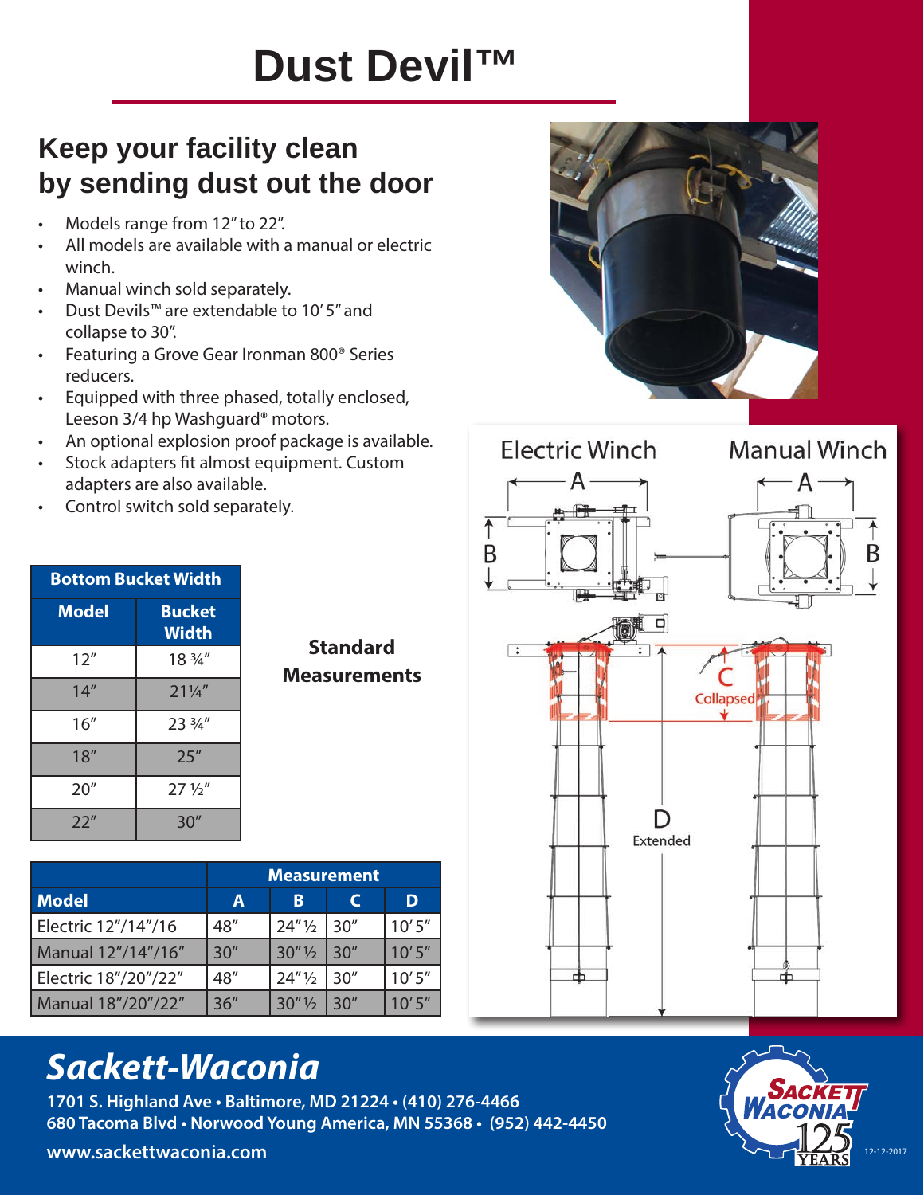# Dust Devil™

## Keep your facility clean by sending dust out the door

- Models range from 12" to 22".
- All models are available with a manual or electric winch.
- Manual winch sold separately.
- Dust Devils™ are extendable to 10' 5" and collapse to 30".
- Featuring a Grove Gear Ironman 800® Series reducers.
- Equipped with three phased, totally enclosed, Leeson 3/4 hp Washguard® motors.
- An optional explosion proof package is available.
- Stock adapters fit almost equipment. Custom adapters are also available.
- Control switch sold separately.

**Standard Measurements**

| Bottom Bucket Width | |
|---|---|
| **Model** | **Bucket Width** |
| 12" | 18 ¾" |
| 14" | 21¼" |
| 16" | 23 ¾" |
| 18" | 25" |
| 20" | 27 ½" |
| 22" | 30" |

| | Measurement | | | |
|---|---|---|---|---|
| **Model** | **A** | **B** | **C** | **D** |
| Electric 12"/14"/16 | 48" | 24" ½ | 30" | 10' 5" |
| Manual 12"/14"/16" | 30" | 30" ½ | 30" | 10' 5" |
| Electric 18"/20"/22" | 48" | 24" ½ | 30" | 10' 5" |
| Manual 18"/20"/22" | 36" | 30" ½ | 30" | 10' 5" |

Electric Winch

Manual Winch

A

B

C

Collapsed

D

Extended

## *Sackett-Waconia*

**1701 S. Highland Ave • Baltimore, MD 21224 • (410) 276-4466**
**680 Tacoma Blvd • Norwood Young America, MN 55368 • (952) 442-4450**

**www.sackettwaconia.com**

Sackett Waconia 125 Years

12-12-2017